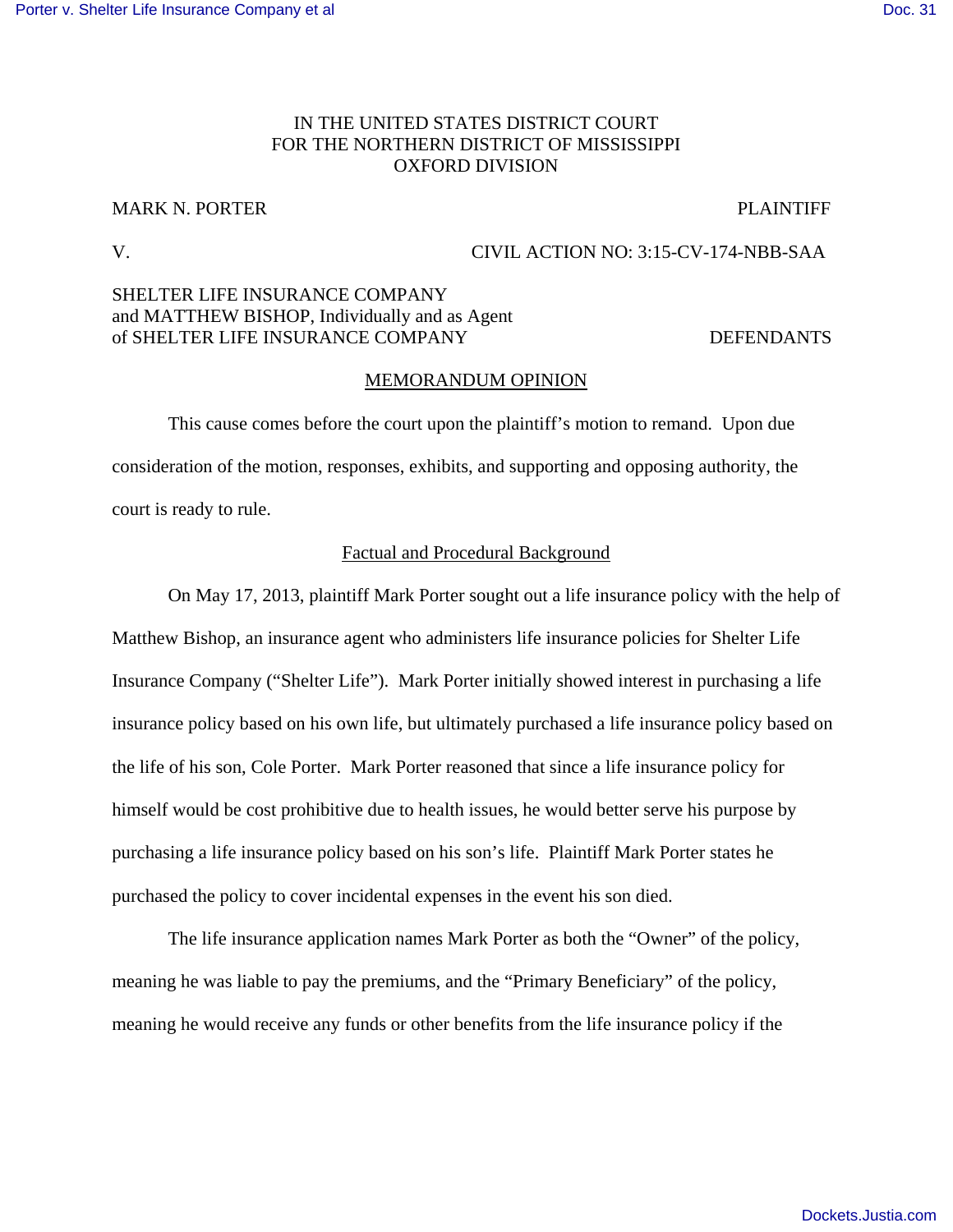IN THE UNITED STATES DISTRICT COURT
FOR THE NORTHERN DISTRICT OF MISSISSIPPI
OXFORD DIVISION

MARK N. PORTER PLAINTIFF

V. CIVIL ACTION NO: 3:15-CV-174-NBB-SAA

SHELTER LIFE INSURANCE COMPANY
and MATTHEW BISHOP, Individually and as Agent
of SHELTER LIFE INSURANCE COMPANY DEFENDANTS

## MEMORANDUM OPINION

This cause comes before the court upon the plaintiff's motion to remand. Upon due consideration of the motion, responses, exhibits, and supporting and opposing authority, the court is ready to rule.

### Factual and Procedural Background

On May 17, 2013, plaintiff Mark Porter sought out a life insurance policy with the help of Matthew Bishop, an insurance agent who administers life insurance policies for Shelter Life Insurance Company ("Shelter Life"). Mark Porter initially showed interest in purchasing a life insurance policy based on his own life, but ultimately purchased a life insurance policy based on the life of his son, Cole Porter. Mark Porter reasoned that since a life insurance policy for himself would be cost prohibitive due to health issues, he would better serve his purpose by purchasing a life insurance policy based on his son's life. Plaintiff Mark Porter states he purchased the policy to cover incidental expenses in the event his son died.

The life insurance application names Mark Porter as both the "Owner" of the policy, meaning he was liable to pay the premiums, and the "Primary Beneficiary" of the policy, meaning he would receive any funds or other benefits from the life insurance policy if the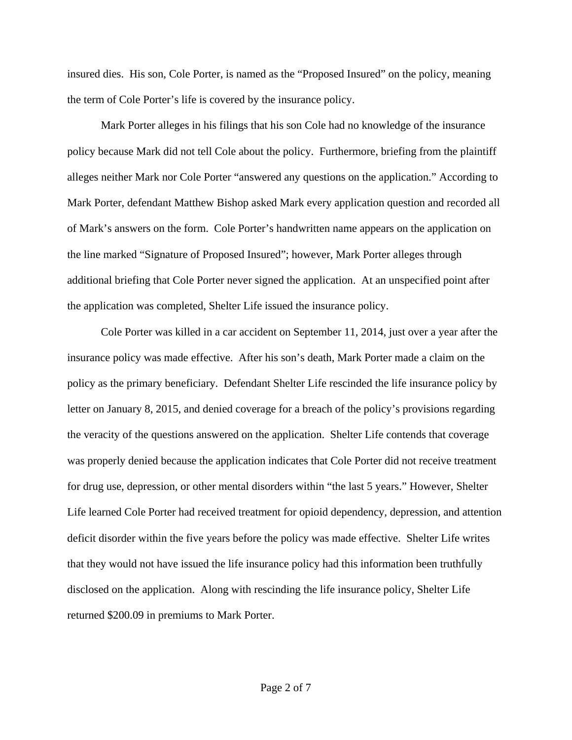insured dies. His son, Cole Porter, is named as the "Proposed Insured" on the policy, meaning the term of Cole Porter's life is covered by the insurance policy.

Mark Porter alleges in his filings that his son Cole had no knowledge of the insurance policy because Mark did not tell Cole about the policy. Furthermore, briefing from the plaintiff alleges neither Mark nor Cole Porter "answered any questions on the application." According to Mark Porter, defendant Matthew Bishop asked Mark every application question and recorded all of Mark's answers on the form. Cole Porter's handwritten name appears on the application on the line marked "Signature of Proposed Insured"; however, Mark Porter alleges through additional briefing that Cole Porter never signed the application. At an unspecified point after the application was completed, Shelter Life issued the insurance policy.

Cole Porter was killed in a car accident on September 11, 2014, just over a year after the insurance policy was made effective. After his son's death, Mark Porter made a claim on the policy as the primary beneficiary. Defendant Shelter Life rescinded the life insurance policy by letter on January 8, 2015, and denied coverage for a breach of the policy's provisions regarding the veracity of the questions answered on the application. Shelter Life contends that coverage was properly denied because the application indicates that Cole Porter did not receive treatment for drug use, depression, or other mental disorders within "the last 5 years." However, Shelter Life learned Cole Porter had received treatment for opioid dependency, depression, and attention deficit disorder within the five years before the policy was made effective. Shelter Life writes that they would not have issued the life insurance policy had this information been truthfully disclosed on the application. Along with rescinding the life insurance policy, Shelter Life returned $200.09 in premiums to Mark Porter.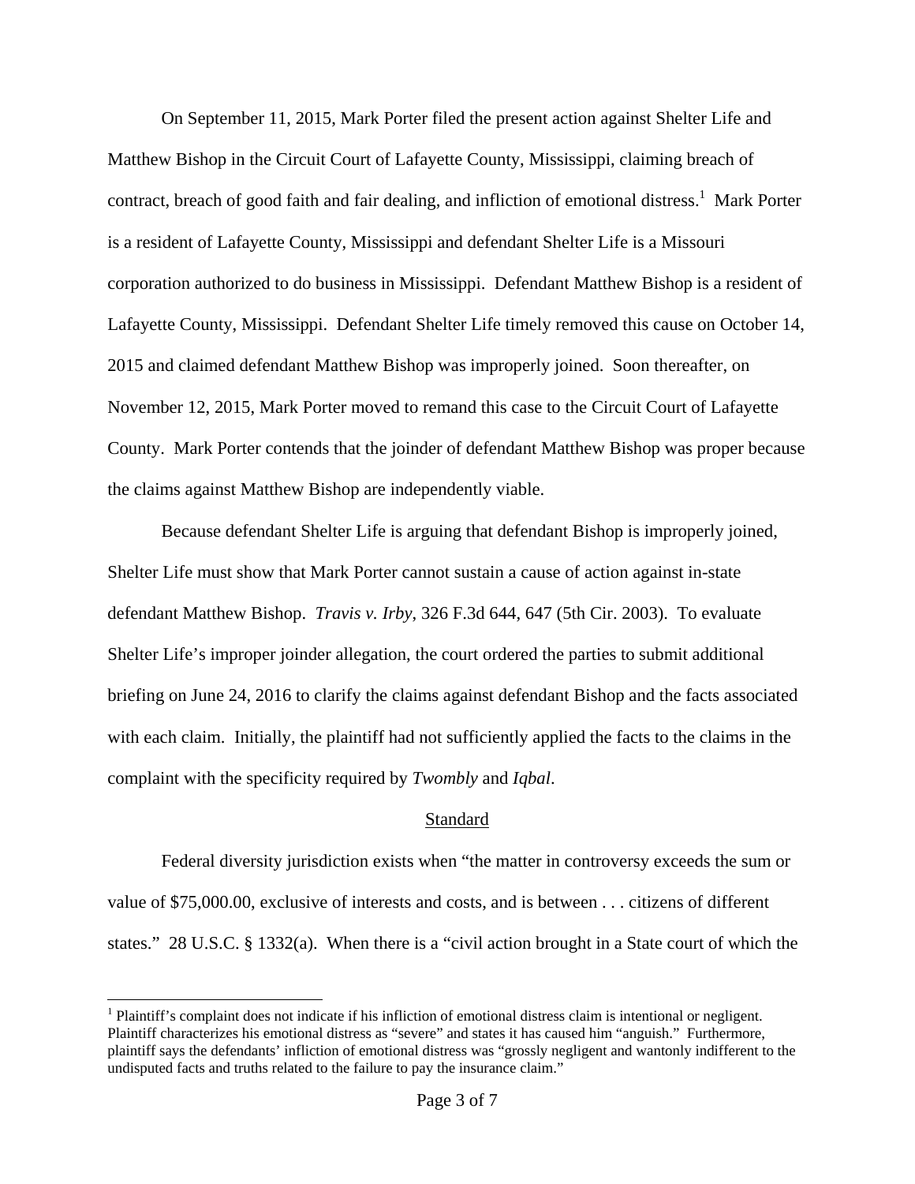On September 11, 2015, Mark Porter filed the present action against Shelter Life and Matthew Bishop in the Circuit Court of Lafayette County, Mississippi, claiming breach of contract, breach of good faith and fair dealing, and infliction of emotional distress.[1] Mark Porter is a resident of Lafayette County, Mississippi and defendant Shelter Life is a Missouri corporation authorized to do business in Mississippi. Defendant Matthew Bishop is a resident of Lafayette County, Mississippi. Defendant Shelter Life timely removed this cause on October 14, 2015 and claimed defendant Matthew Bishop was improperly joined. Soon thereafter, on November 12, 2015, Mark Porter moved to remand this case to the Circuit Court of Lafayette County. Mark Porter contends that the joinder of defendant Matthew Bishop was proper because the claims against Matthew Bishop are independently viable.

Because defendant Shelter Life is arguing that defendant Bishop is improperly joined, Shelter Life must show that Mark Porter cannot sustain a cause of action against in-state defendant Matthew Bishop. *Travis v. Irby*, 326 F.3d 644, 647 (5th Cir. 2003). To evaluate Shelter Life's improper joinder allegation, the court ordered the parties to submit additional briefing on June 24, 2016 to clarify the claims against defendant Bishop and the facts associated with each claim. Initially, the plaintiff had not sufficiently applied the facts to the claims in the complaint with the specificity required by *Twombly* and *Iqbal*.

## Standard

Federal diversity jurisdiction exists when "the matter in controversy exceeds the sum or value of $75,000.00, exclusive of interests and costs, and is between . . . citizens of different states." 28 U.S.C. § 1332(a). When there is a "civil action brought in a State court of which the

[1] Plaintiff's complaint does not indicate if his infliction of emotional distress claim is intentional or negligent. Plaintiff characterizes his emotional distress as "severe" and states it has caused him "anguish." Furthermore, plaintiff says the defendants' infliction of emotional distress was "grossly negligent and wantonly indifferent to the undisputed facts and truths related to the failure to pay the insurance claim."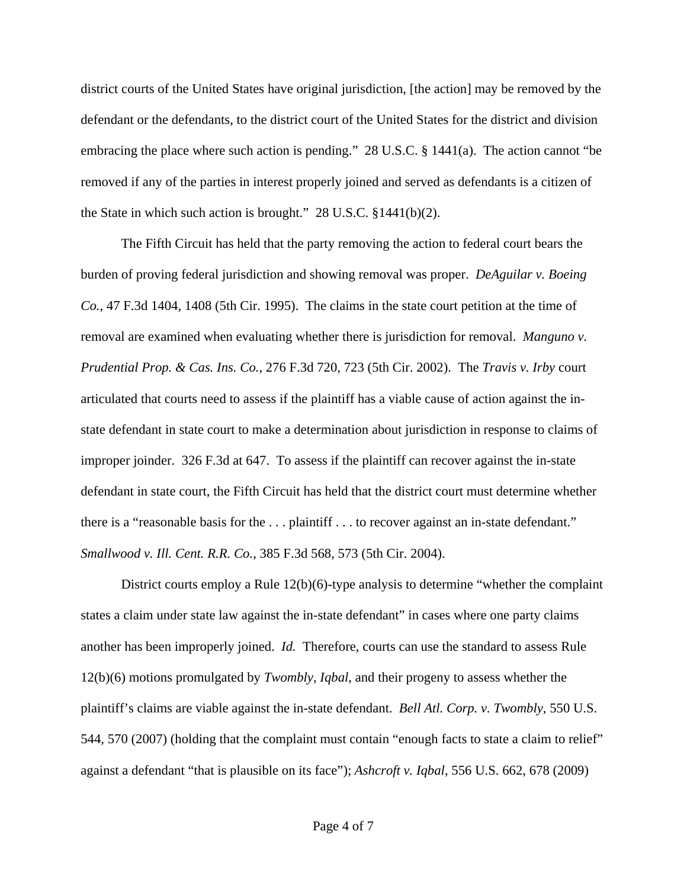district courts of the United States have original jurisdiction, [the action] may be removed by the defendant or the defendants, to the district court of the United States for the district and division embracing the place where such action is pending." 28 U.S.C. § 1441(a). The action cannot "be removed if any of the parties in interest properly joined and served as defendants is a citizen of the State in which such action is brought." 28 U.S.C. §1441(b)(2).

The Fifth Circuit has held that the party removing the action to federal court bears the burden of proving federal jurisdiction and showing removal was proper. *DeAguilar v. Boeing Co.*, 47 F.3d 1404, 1408 (5th Cir. 1995). The claims in the state court petition at the time of removal are examined when evaluating whether there is jurisdiction for removal. *Manguno v. Prudential Prop. & Cas. Ins. Co.*, 276 F.3d 720, 723 (5th Cir. 2002). The *Travis v. Irby* court articulated that courts need to assess if the plaintiff has a viable cause of action against the in-state defendant in state court to make a determination about jurisdiction in response to claims of improper joinder. 326 F.3d at 647. To assess if the plaintiff can recover against the in-state defendant in state court, the Fifth Circuit has held that the district court must determine whether there is a "reasonable basis for the . . . plaintiff . . . to recover against an in-state defendant." *Smallwood v. Ill. Cent. R.R. Co.*, 385 F.3d 568, 573 (5th Cir. 2004).

District courts employ a Rule 12(b)(6)-type analysis to determine "whether the complaint states a claim under state law against the in-state defendant" in cases where one party claims another has been improperly joined. *Id.* Therefore, courts can use the standard to assess Rule 12(b)(6) motions promulgated by *Twombly*, *Iqbal*, and their progeny to assess whether the plaintiff's claims are viable against the in-state defendant. *Bell Atl. Corp. v. Twombly*, 550 U.S. 544, 570 (2007) (holding that the complaint must contain "enough facts to state a claim to relief" against a defendant "that is plausible on its face"); *Ashcroft v. Iqbal*, 556 U.S. 662, 678 (2009)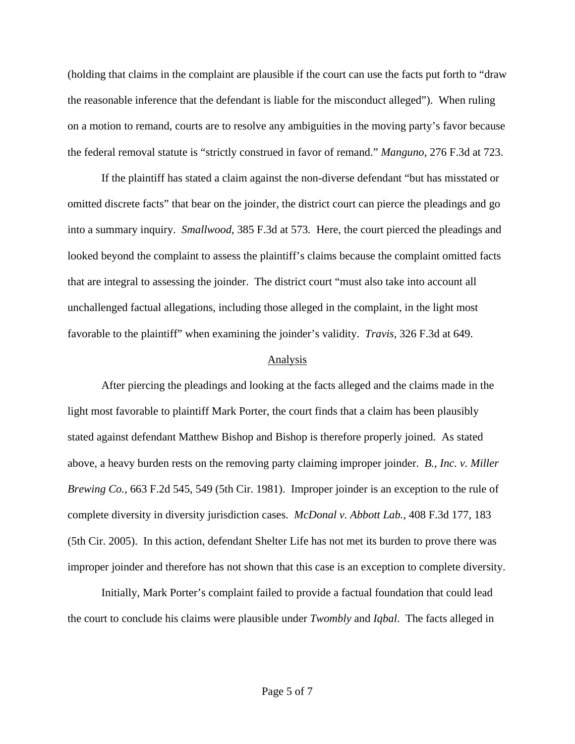(holding that claims in the complaint are plausible if the court can use the facts put forth to "draw the reasonable inference that the defendant is liable for the misconduct alleged"). When ruling on a motion to remand, courts are to resolve any ambiguities in the moving party's favor because the federal removal statute is "strictly construed in favor of remand." *Manguno*, 276 F.3d at 723.

If the plaintiff has stated a claim against the non-diverse defendant "but has misstated or omitted discrete facts" that bear on the joinder, the district court can pierce the pleadings and go into a summary inquiry. *Smallwood*, 385 F.3d at 573. Here, the court pierced the pleadings and looked beyond the complaint to assess the plaintiff's claims because the complaint omitted facts that are integral to assessing the joinder. The district court "must also take into account all unchallenged factual allegations, including those alleged in the complaint, in the light most favorable to the plaintiff" when examining the joinder's validity. *Travis*, 326 F.3d at 649.

## Analysis

After piercing the pleadings and looking at the facts alleged and the claims made in the light most favorable to plaintiff Mark Porter, the court finds that a claim has been plausibly stated against defendant Matthew Bishop and Bishop is therefore properly joined. As stated above, a heavy burden rests on the removing party claiming improper joinder. *B., Inc. v. Miller Brewing Co.*, 663 F.2d 545, 549 (5th Cir. 1981). Improper joinder is an exception to the rule of complete diversity in diversity jurisdiction cases. *McDonal v. Abbott Lab.*, 408 F.3d 177, 183 (5th Cir. 2005). In this action, defendant Shelter Life has not met its burden to prove there was improper joinder and therefore has not shown that this case is an exception to complete diversity.

Initially, Mark Porter's complaint failed to provide a factual foundation that could lead the court to conclude his claims were plausible under *Twombly* and *Iqbal*. The facts alleged in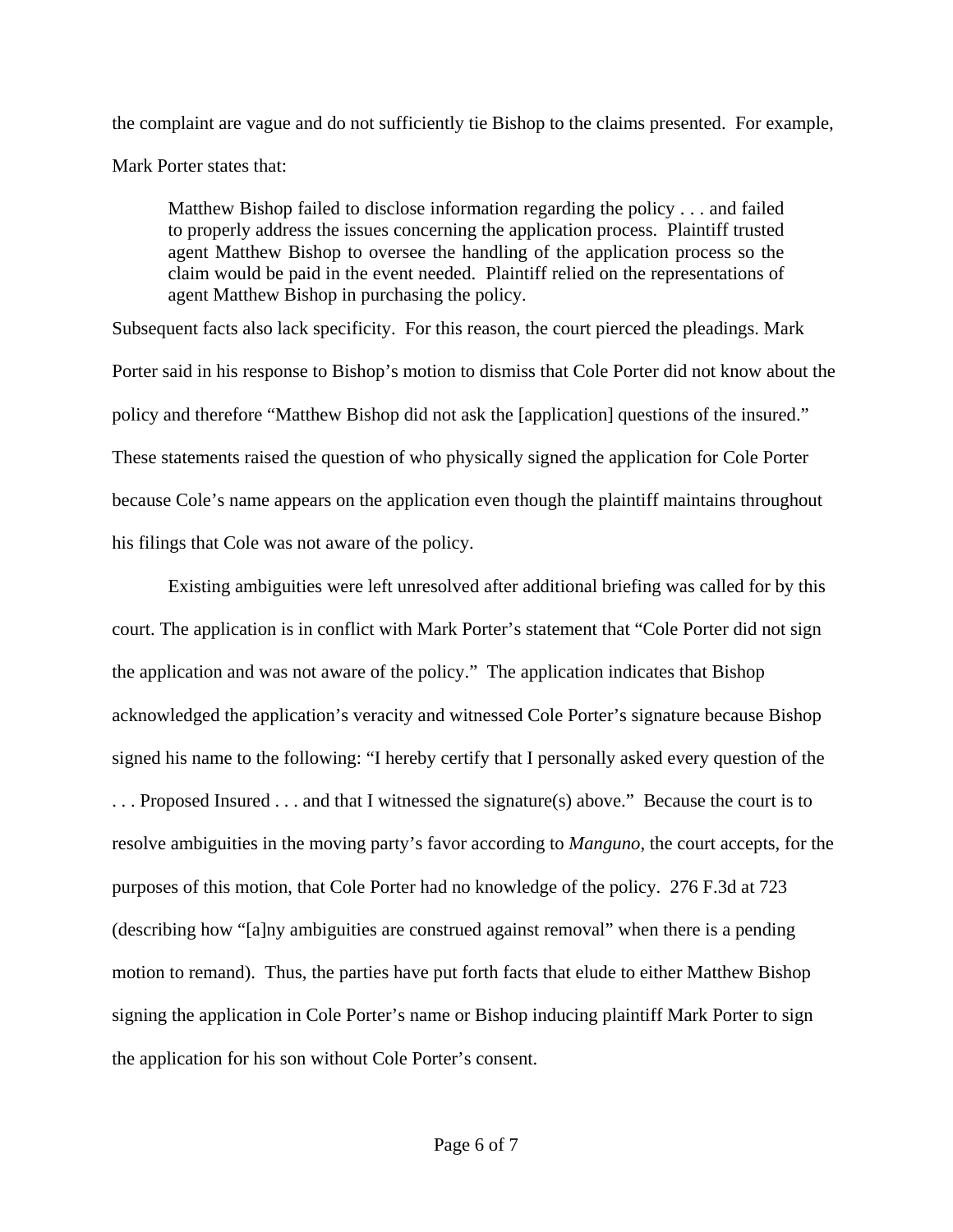the complaint are vague and do not sufficiently tie Bishop to the claims presented. For example, Mark Porter states that:

> Matthew Bishop failed to disclose information regarding the policy . . . and failed to properly address the issues concerning the application process. Plaintiff trusted agent Matthew Bishop to oversee the handling of the application process so the claim would be paid in the event needed. Plaintiff relied on the representations of agent Matthew Bishop in purchasing the policy.

Subsequent facts also lack specificity. For this reason, the court pierced the pleadings. Mark Porter said in his response to Bishop's motion to dismiss that Cole Porter did not know about the policy and therefore "Matthew Bishop did not ask the [application] questions of the insured." These statements raised the question of who physically signed the application for Cole Porter because Cole's name appears on the application even though the plaintiff maintains throughout his filings that Cole was not aware of the policy.

Existing ambiguities were left unresolved after additional briefing was called for by this court. The application is in conflict with Mark Porter's statement that "Cole Porter did not sign the application and was not aware of the policy." The application indicates that Bishop acknowledged the application's veracity and witnessed Cole Porter's signature because Bishop signed his name to the following: "I hereby certify that I personally asked every question of the . . . Proposed Insured . . . and that I witnessed the signature(s) above." Because the court is to resolve ambiguities in the moving party's favor according to *Manguno*, the court accepts, for the purposes of this motion, that Cole Porter had no knowledge of the policy. 276 F.3d at 723 (describing how "[a]ny ambiguities are construed against removal" when there is a pending motion to remand). Thus, the parties have put forth facts that elude to either Matthew Bishop signing the application in Cole Porter's name or Bishop inducing plaintiff Mark Porter to sign the application for his son without Cole Porter's consent.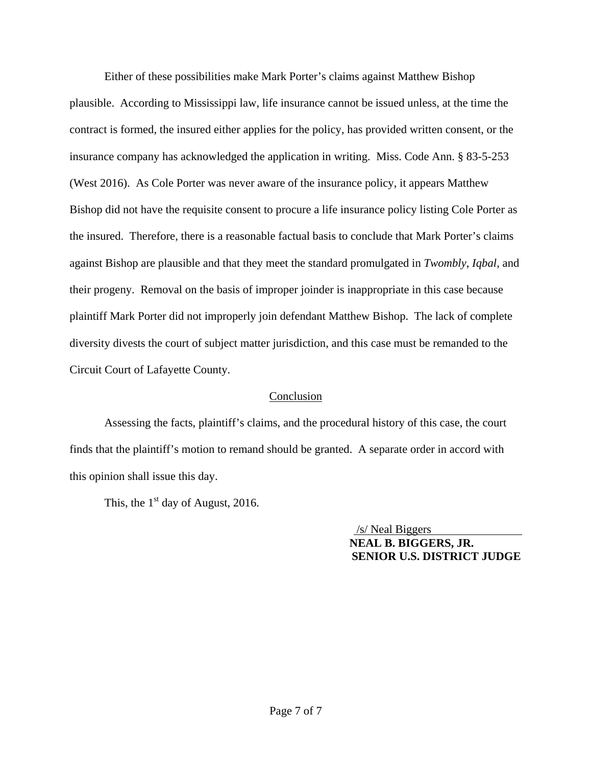Either of these possibilities make Mark Porter's claims against Matthew Bishop plausible. According to Mississippi law, life insurance cannot be issued unless, at the time the contract is formed, the insured either applies for the policy, has provided written consent, or the insurance company has acknowledged the application in writing. Miss. Code Ann. § 83-5-253 (West 2016). As Cole Porter was never aware of the insurance policy, it appears Matthew Bishop did not have the requisite consent to procure a life insurance policy listing Cole Porter as the insured. Therefore, there is a reasonable factual basis to conclude that Mark Porter's claims against Bishop are plausible and that they meet the standard promulgated in *Twombly*, *Iqbal*, and their progeny. Removal on the basis of improper joinder is inappropriate in this case because plaintiff Mark Porter did not improperly join defendant Matthew Bishop. The lack of complete diversity divests the court of subject matter jurisdiction, and this case must be remanded to the Circuit Court of Lafayette County.

## Conclusion

Assessing the facts, plaintiff's claims, and the procedural history of this case, the court finds that the plaintiff's motion to remand should be granted. A separate order in accord with this opinion shall issue this day.

This, the 1st day of August, 2016.

/s/ Neal Biggers
**NEAL B. BIGGERS, JR.**
**SENIOR U.S. DISTRICT JUDGE**